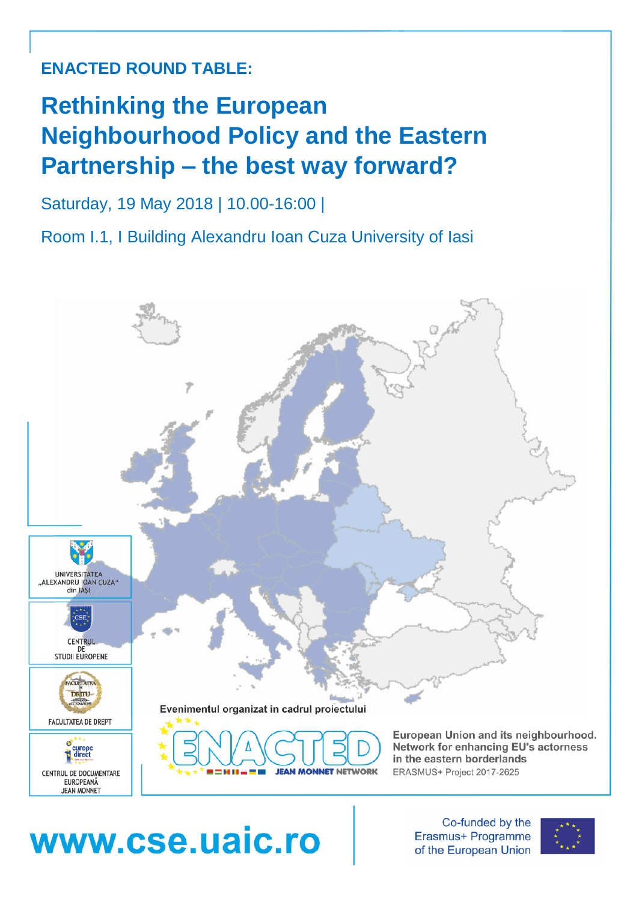**ENACTED ROUND TABLE:**

# Rethinking the European Neighbourhood Policy and the Eastern Partnership – the best way forward?

Saturday, 19 May 2018 | 10.00-16:00 |

Room I.1, I Building Alexandru Ioan Cuza University of Iasi

UNIVERSITATEA „ALEXANDRU IOAN CUZA" din IAȘI

CENTRUL DE STUDII EUROPENE

FACULTATEA DE DREPT

CENTRUL DE DOCUMENTARE EUROPEANĂ JEAN MONNET

Evenimentul organizat in cadrul proiectului

ENACTED JEAN MONNET NETWORK

**European Union and its neighbourhood. Network for enhancing EU's actorness in the eastern borderlands**

ERASMUS+ Project 2017-2625

**www.cse.uaic.ro**

Co-funded by the Erasmus+ Programme of the European Union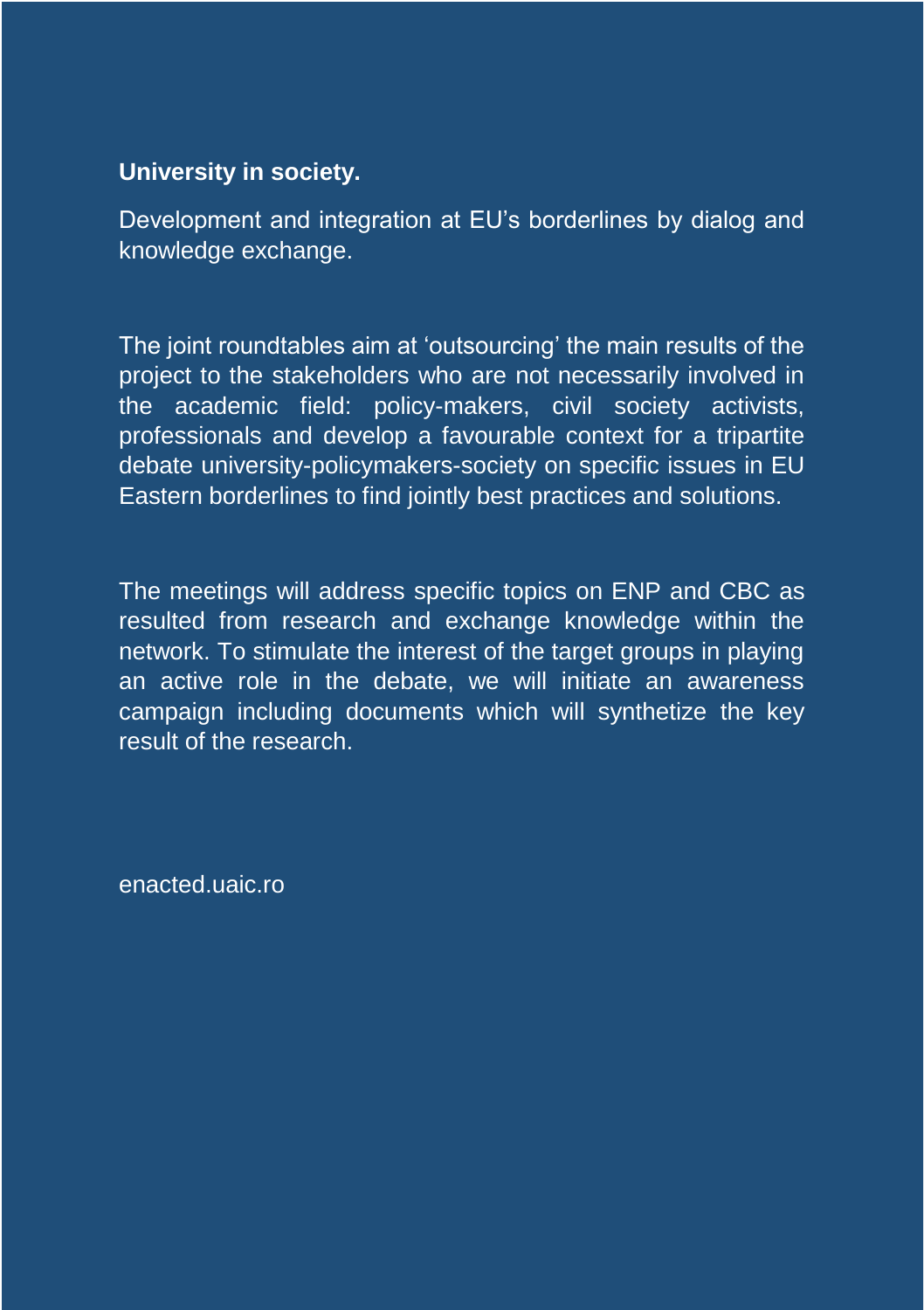**University in society.**

Development and integration at EU’s borderlines by dialog and knowledge exchange.

The joint roundtables aim at ‘outsourcing’ the main results of the project to the stakeholders who are not necessarily involved in the academic field: policy-makers, civil society activists, professionals and develop a favourable context for a tripartite debate university-policymakers-society on specific issues in EU Eastern borderlines to find jointly best practices and solutions.

The meetings will address specific topics on ENP and CBC as resulted from research and exchange knowledge within the network. To stimulate the interest of the target groups in playing an active role in the debate, we will initiate an awareness campaign including documents which will synthetize the key result of the research.

enacted.uaic.ro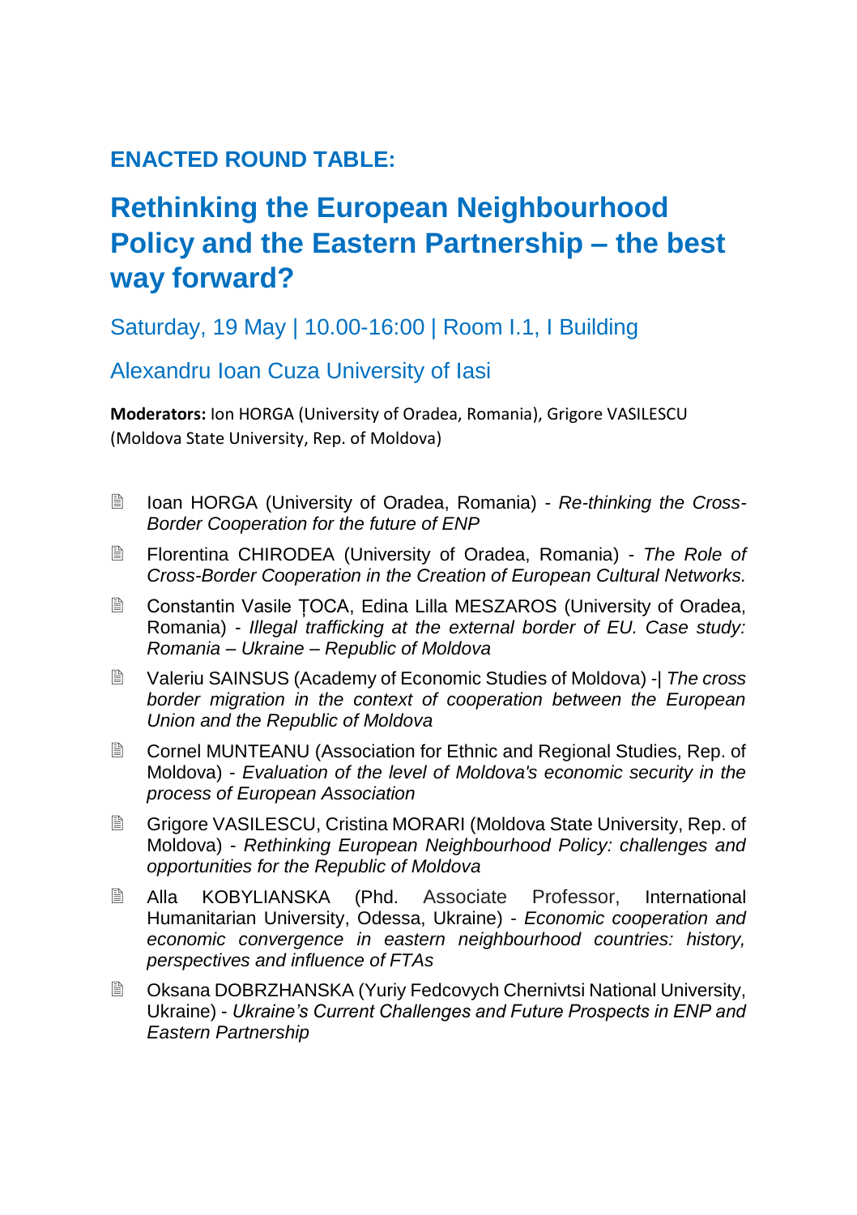## ENACTED ROUND TABLE:

# Rethinking the European Neighbourhood Policy and the Eastern Partnership – the best way forward?

Saturday, 19 May | 10.00-16:00 | Room I.1, I Building

Alexandru Ioan Cuza University of Iasi

**Moderators:** Ion HORGA (University of Oradea, Romania), Grigore VASILESCU (Moldova State University, Rep. of Moldova)

- Ioan HORGA (University of Oradea, Romania) - *Re-thinking the Cross-Border Cooperation for the future of ENP*
- Florentina CHIRODEA (University of Oradea, Romania) - *The Role of Cross-Border Cooperation in the Creation of European Cultural Networks.*
- Constantin Vasile ȚOCA, Edina Lilla MESZAROS (University of Oradea, Romania) - *Illegal trafficking at the external border of EU. Case study: Romania – Ukraine – Republic of Moldova*
- Valeriu SAINSUS (Academy of Economic Studies of Moldova) -| *The cross border migration in the context of cooperation between the European Union and the Republic of Moldova*
- Cornel MUNTEANU (Association for Ethnic and Regional Studies, Rep. of Moldova) - *Evaluation of the level of Moldova's economic security in the process of European Association*
- Grigore VASILESCU, Cristina MORARI (Moldova State University, Rep. of Moldova) - *Rethinking European Neighbourhood Policy: challenges and opportunities for the Republic of Moldova*
- Alla KOBYLIANSKA (Phd. Associate Professor, International Humanitarian University, Odessa, Ukraine) - *Economic cooperation and economic convergence in eastern neighbourhood countries: history, perspectives and influence of FTAs*
- Oksana DOBRZHANSKA (Yuriy Fedcovych Chernivtsi National University, Ukraine) - *Ukraine's Current Challenges and Future Prospects in ENP and Eastern Partnership*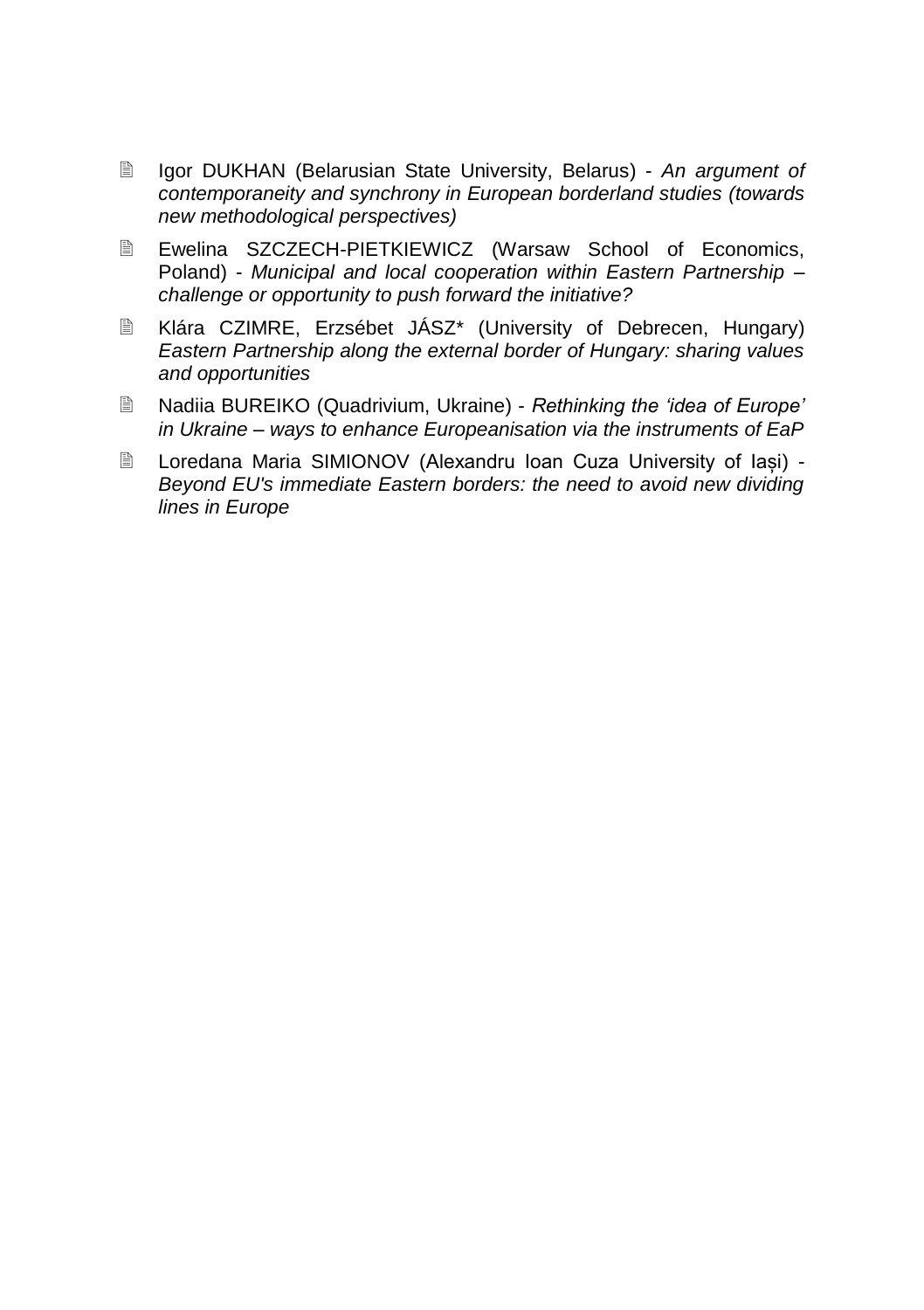- Igor DUKHAN (Belarusian State University, Belarus) - *An argument of contemporaneity and synchrony in European borderland studies (towards new methodological perspectives)*
- Ewelina SZCZECH-PIETKIEWICZ (Warsaw School of Economics, Poland) - *Municipal and local cooperation within Eastern Partnership – challenge or opportunity to push forward the initiative?*
- Klára CZIMRE, Erzsébet JÁSZ* (University of Debrecen, Hungary) *Eastern Partnership along the external border of Hungary: sharing values and opportunities*
- Nadiia BUREIKO (Quadrivium, Ukraine) - *Rethinking the 'idea of Europe' in Ukraine – ways to enhance Europeanisation via the instruments of EaP*
- Loredana Maria SIMIONOV (Alexandru Ioan Cuza University of Iași) - *Beyond EU's immediate Eastern borders: the need to avoid new dividing lines in Europe*